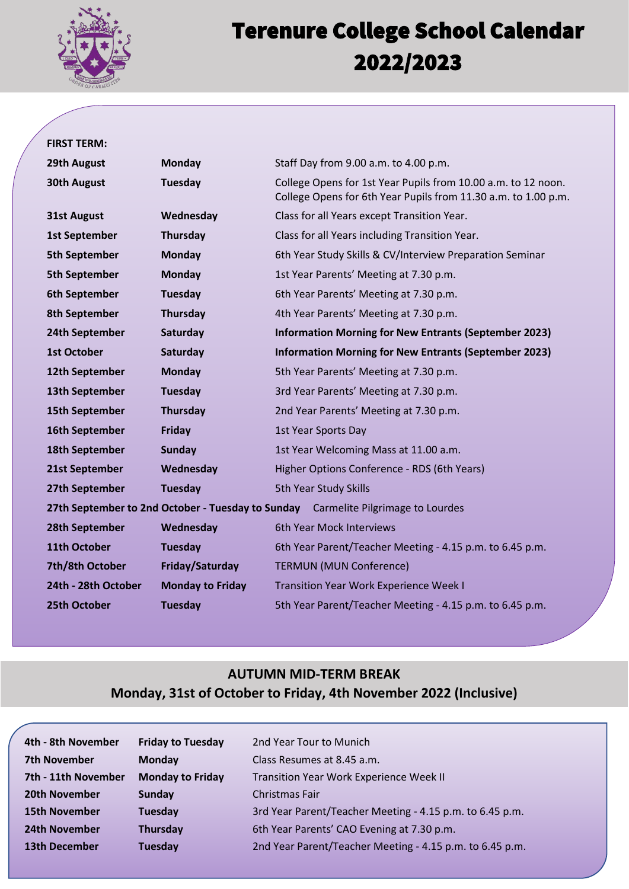# Terenure College School Calendar 2022/2023

**FIRST TERM:**

| | | |
|---|---|---|
| **29th August** | **Monday** | Staff Day from 9.00 a.m. to 4.00 p.m. |
| **30th August** | **Tuesday** | College Opens for 1st Year Pupils from 10.00 a.m. to 12 noon. College Opens for 6th Year Pupils from 11.30 a.m. to 1.00 p.m. |
| **31st August** | **Wednesday** | Class for all Years except Transition Year. |
| **1st September** | **Thursday** | Class for all Years including Transition Year. |
| **5th September** | **Monday** | 6th Year Study Skills & CV/Interview Preparation Seminar |
| **5th September** | **Monday** | 1st Year Parents' Meeting at 7.30 p.m. |
| **6th September** | **Tuesday** | 6th Year Parents' Meeting at 7.30 p.m. |
| **8th September** | **Thursday** | 4th Year Parents' Meeting at 7.30 p.m. |
| **24th September** | **Saturday** | **Information Morning for New Entrants (September 2023)** |
| **1st October** | **Saturday** | **Information Morning for New Entrants (September 2023)** |
| **12th September** | **Monday** | 5th Year Parents' Meeting at 7.30 p.m. |
| **13th September** | **Tuesday** | 3rd Year Parents' Meeting at 7.30 p.m. |
| **15th September** | **Thursday** | 2nd Year Parents' Meeting at 7.30 p.m. |
| **16th September** | **Friday** | 1st Year Sports Day |
| **18th September** | **Sunday** | 1st Year Welcoming Mass at 11.00 a.m. |
| **21st September** | **Wednesday** | Higher Options Conference - RDS (6th Years) |
| **27th September** | **Tuesday** | 5th Year Study Skills |
| **27th September to 2nd October** | **Tuesday to Sunday** | Carmelite Pilgrimage to Lourdes |
| **28th September** | **Wednesday** | 6th Year Mock Interviews |
| **11th October** | **Tuesday** | 6th Year Parent/Teacher Meeting - 4.15 p.m. to 6.45 p.m. |
| **7th/8th October** | **Friday/Saturday** | TERMUN (MUN Conference) |
| **24th - 28th October** | **Monday to Friday** | Transition Year Work Experience Week I |
| **25th October** | **Tuesday** | 5th Year Parent/Teacher Meeting - 4.15 p.m. to 6.45 p.m. |

## AUTUMN MID-TERM BREAK

**Monday, 31st of October to Friday, 4th November 2022 (Inclusive)**

| | | |
|---|---|---|
| **4th - 8th November** | **Friday to Tuesday** | 2nd Year Tour to Munich |
| **7th November** | **Monday** | Class Resumes at 8.45 a.m. |
| **7th - 11th November** | **Monday to Friday** | Transition Year Work Experience Week II |
| **20th November** | **Sunday** | Christmas Fair |
| **15th November** | **Tuesday** | 3rd Year Parent/Teacher Meeting - 4.15 p.m. to 6.45 p.m. |
| **24th November** | **Thursday** | 6th Year Parents' CAO Evening at 7.30 p.m. |
| **13th December** | **Tuesday** | 2nd Year Parent/Teacher Meeting - 4.15 p.m. to 6.45 p.m. |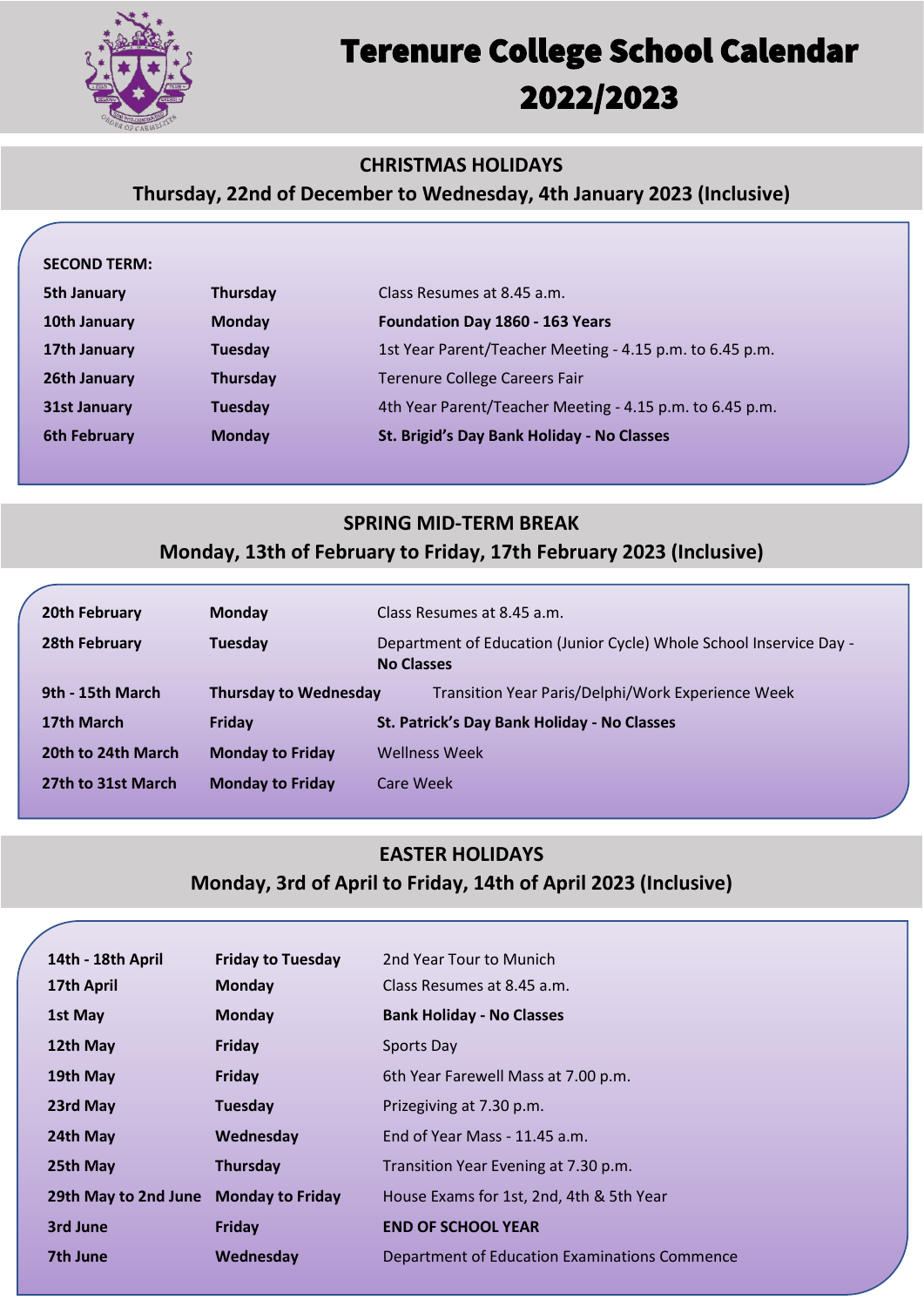# Terenure College School Calendar 2022/2023

## CHRISTMAS HOLIDAYS

**Thursday, 22nd of December to Wednesday, 4th January 2023 (Inclusive)**

| | | |
|---|---|---|
| **SECOND TERM:** | | |
| **5th January** | **Thursday** | Class Resumes at 8.45 a.m. |
| **10th January** | **Monday** | **Foundation Day 1860 - 163 Years** |
| **17th January** | **Tuesday** | 1st Year Parent/Teacher Meeting - 4.15 p.m. to 6.45 p.m. |
| **26th January** | **Thursday** | Terenure College Careers Fair |
| **31st January** | **Tuesday** | 4th Year Parent/Teacher Meeting - 4.15 p.m. to 6.45 p.m. |
| **6th February** | **Monday** | **St. Brigid's Day Bank Holiday - No Classes** |

## SPRING MID-TERM BREAK

**Monday, 13th of February to Friday, 17th February 2023 (Inclusive)**

| | | |
|---|---|---|
| **20th February** | **Monday** | Class Resumes at 8.45 a.m. |
| **28th February** | **Tuesday** | Department of Education (Junior Cycle) Whole School Inservice Day - **No Classes** |
| **9th - 15th March** | **Thursday to Wednesday** | Transition Year Paris/Delphi/Work Experience Week |
| **17th March** | **Friday** | **St. Patrick's Day Bank Holiday - No Classes** |
| **20th to 24th March** | **Monday to Friday** | Wellness Week |
| **27th to 31st March** | **Monday to Friday** | Care Week |

## EASTER HOLIDAYS

**Monday, 3rd of April to Friday, 14th of April 2023 (Inclusive)**

| | | |
|---|---|---|
| **14th - 18th April** | **Friday to Tuesday** | 2nd Year Tour to Munich |
| **17th April** | **Monday** | Class Resumes at 8.45 a.m. |
| **1st May** | **Monday** | **Bank Holiday - No Classes** |
| **12th May** | **Friday** | Sports Day |
| **19th May** | **Friday** | 6th Year Farewell Mass at 7.00 p.m. |
| **23rd May** | **Tuesday** | Prizegiving at 7.30 p.m. |
| **24th May** | **Wednesday** | End of Year Mass - 11.45 a.m. |
| **25th May** | **Thursday** | Transition Year Evening at 7.30 p.m. |
| **29th May to 2nd June** | **Monday to Friday** | House Exams for 1st, 2nd, 4th & 5th Year |
| **3rd June** | **Friday** | **END OF SCHOOL YEAR** |
| **7th June** | **Wednesday** | Department of Education Examinations Commence |